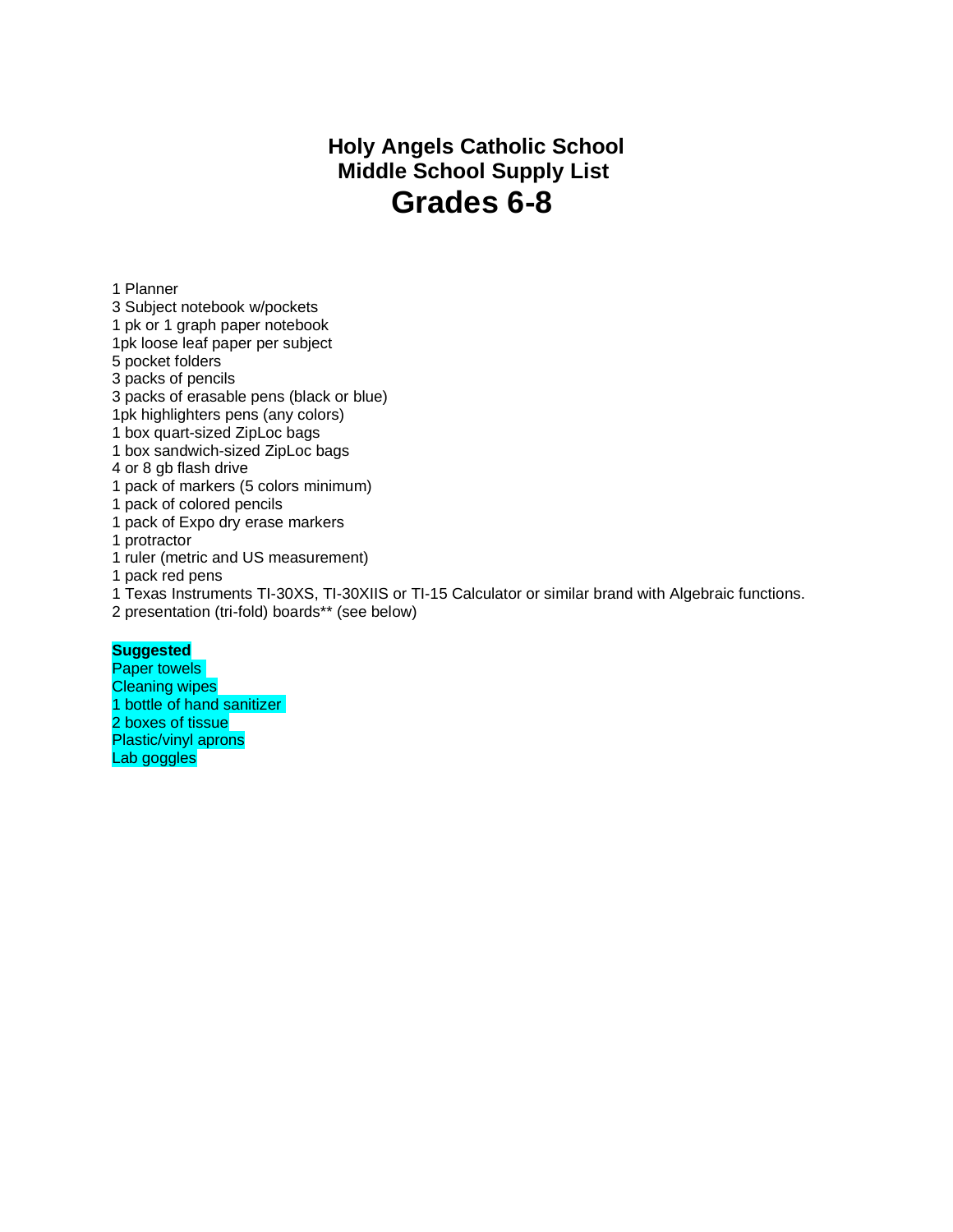# Holy Angels Catholic School
## Middle School Supply List
# Grades 6-8

1 Planner
3 Subject notebook w/pockets
1 pk or 1 graph paper notebook
1pk loose leaf paper per subject
5 pocket folders
3 packs of pencils
3 packs of erasable pens (black or blue)
1pk highlighters pens (any colors)
1 box quart-sized ZipLoc bags
1 box sandwich-sized ZipLoc bags
4 or 8 gb flash drive
1 pack of markers (5 colors minimum)
1 pack of colored pencils
1 pack of Expo dry erase markers
1 protractor
1 ruler (metric and US measurement)
1 pack red pens
1 Texas Instruments TI-30XS, TI-30XIIS or TI-15 Calculator or similar brand with Algebraic functions.
2 presentation (tri-fold) boards** (see below)

**Suggested**
Paper towels
Cleaning wipes
1 bottle of hand sanitizer
2 boxes of tissue
Plastic/vinyl aprons
Lab goggles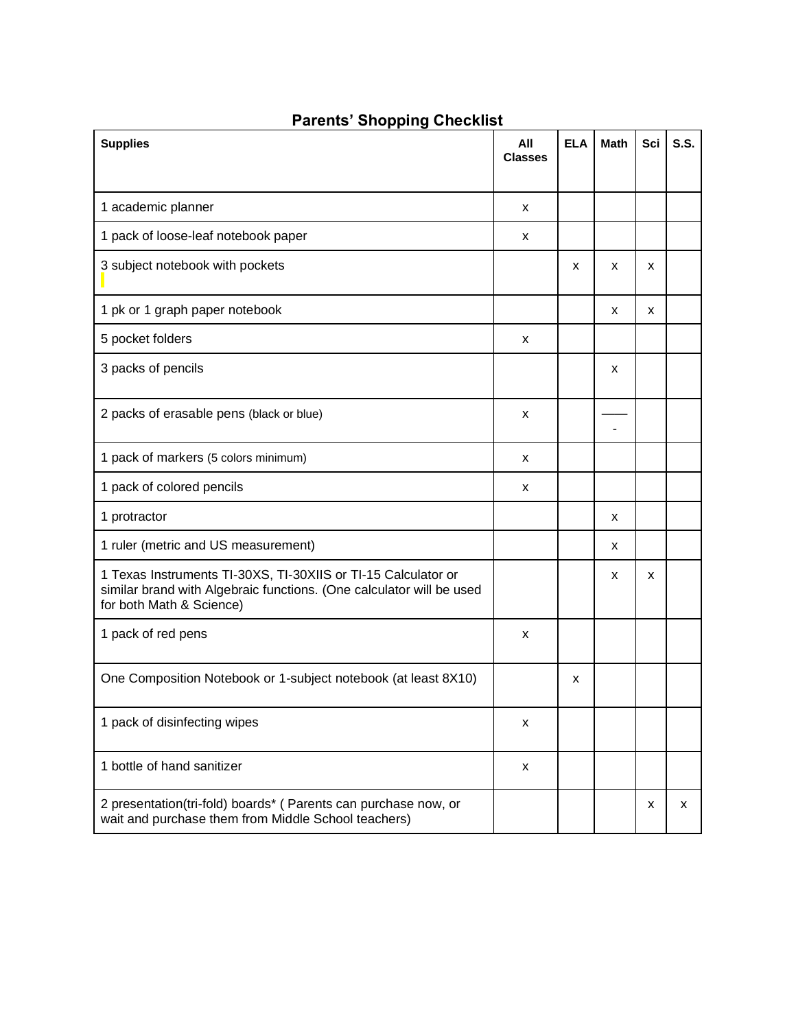## Parents' Shopping Checklist

| Supplies | All Classes | ELA | Math | Sci | S.S. |
|---|---|---|---|---|---|
| 1 academic planner | x | | | | |
| 1 pack of loose-leaf notebook paper | x | | | | |
| 3 subject notebook with pockets | | x | x | x | |
| 1 pk or 1 graph paper notebook | | | x | x | |
| 5 pocket folders | x | | | | |
| 3 packs of pencils | | | x | | |
| 2 packs of erasable pens (black or blue) | x | | ——- | | |
| 1 pack of markers (5 colors minimum) | x | | | | |
| 1 pack of colored pencils | x | | | | |
| 1 protractor | | | x | | |
| 1 ruler (metric and US measurement) | | | x | | |
| 1 Texas Instruments TI-30XS, TI-30XIIS or TI-15 Calculator or similar brand with Algebraic functions. (One calculator will be used for both Math & Science) | | | x | x | |
| 1 pack of red pens | x | | | | |
| One Composition Notebook or 1-subject notebook (at least 8X10) | | x | | | |
| 1 pack of disinfecting wipes | x | | | | |
| 1 bottle of hand sanitizer | x | | | | |
| 2 presentation(tri-fold) boards* ( Parents can purchase now, or wait and purchase them from Middle School teachers) | | | | x | x |